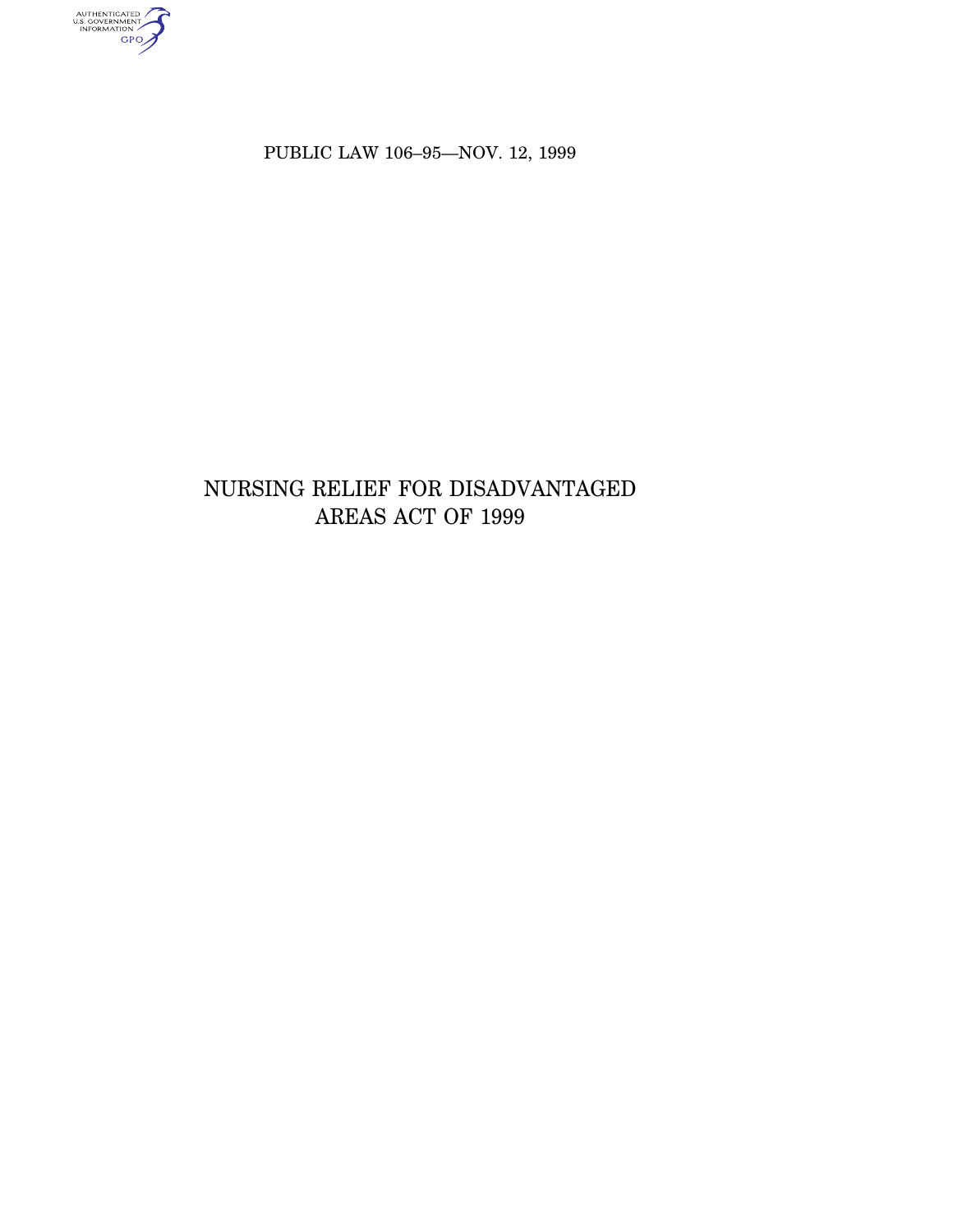PUBLIC LAW 106–95—NOV. 12, 1999

# NURSING RELIEF FOR DISADVANTAGED AREAS ACT OF 1999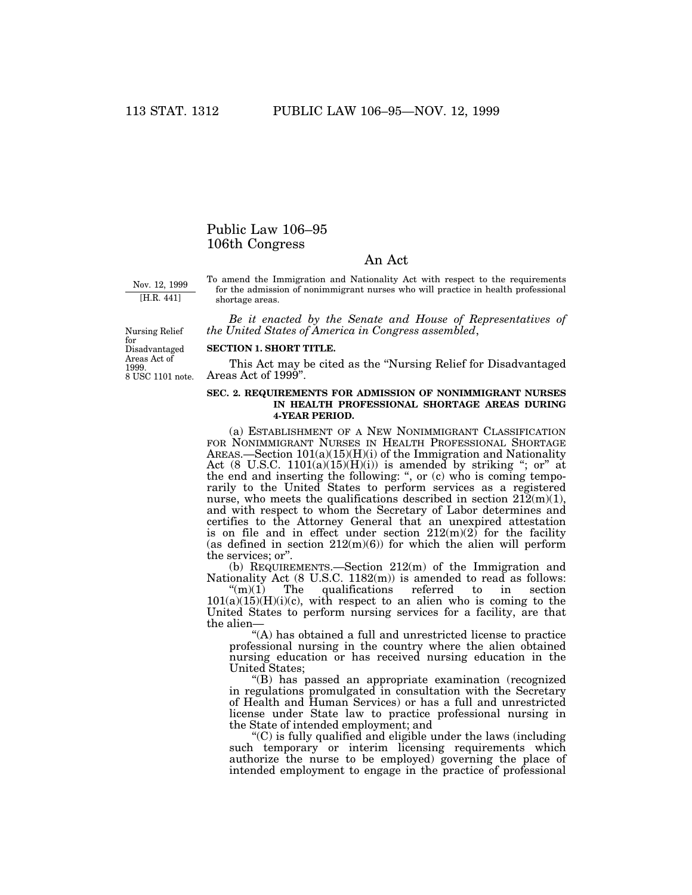# Public Law 106–95
# 106th Congress

## An Act

Nov. 12, 1999
[H.R. 441]

To amend the Immigration and Nationality Act with respect to the requirements for the admission of nonimmigrant nurses who will practice in health professional shortage areas.

*Be it enacted by the Senate and House of Representatives of the United States of America in Congress assembled*,

Nursing Relief for Disadvantaged Areas Act of 1999.
8 USC 1101 note.

**SECTION 1. SHORT TITLE.**

This Act may be cited as the "Nursing Relief for Disadvantaged Areas Act of 1999".

**SEC. 2. REQUIREMENTS FOR ADMISSION OF NONIMMIGRANT NURSES IN HEALTH PROFESSIONAL SHORTAGE AREAS DURING 4-YEAR PERIOD.**

(a) ESTABLISHMENT OF A NEW NONIMMIGRANT CLASSIFICATION FOR NONIMMIGRANT NURSES IN HEALTH PROFESSIONAL SHORTAGE AREAS.—Section 101(a)(15)(H)(i) of the Immigration and Nationality Act (8 U.S.C. 1101(a)(15)(H)(i)) is amended by striking "; or" at the end and inserting the following: ", or (c) who is coming temporarily to the United States to perform services as a registered nurse, who meets the qualifications described in section 212(m)(1), and with respect to whom the Secretary of Labor determines and certifies to the Attorney General that an unexpired attestation is on file and in effect under section 212(m)(2) for the facility (as defined in section 212(m)(6)) for which the alien will perform the services; or".

(b) REQUIREMENTS.—Section 212(m) of the Immigration and Nationality Act (8 U.S.C. 1182(m)) is amended to read as follows:

"(m)(1) The qualifications referred to in section 101(a)(15)(H)(i)(c), with respect to an alien who is coming to the United States to perform nursing services for a facility, are that the alien—

"(A) has obtained a full and unrestricted license to practice professional nursing in the country where the alien obtained nursing education or has received nursing education in the United States;

"(B) has passed an appropriate examination (recognized in regulations promulgated in consultation with the Secretary of Health and Human Services) or has a full and unrestricted license under State law to practice professional nursing in the State of intended employment; and

"(C) is fully qualified and eligible under the laws (including such temporary or interim licensing requirements which authorize the nurse to be employed) governing the place of intended employment to engage in the practice of professional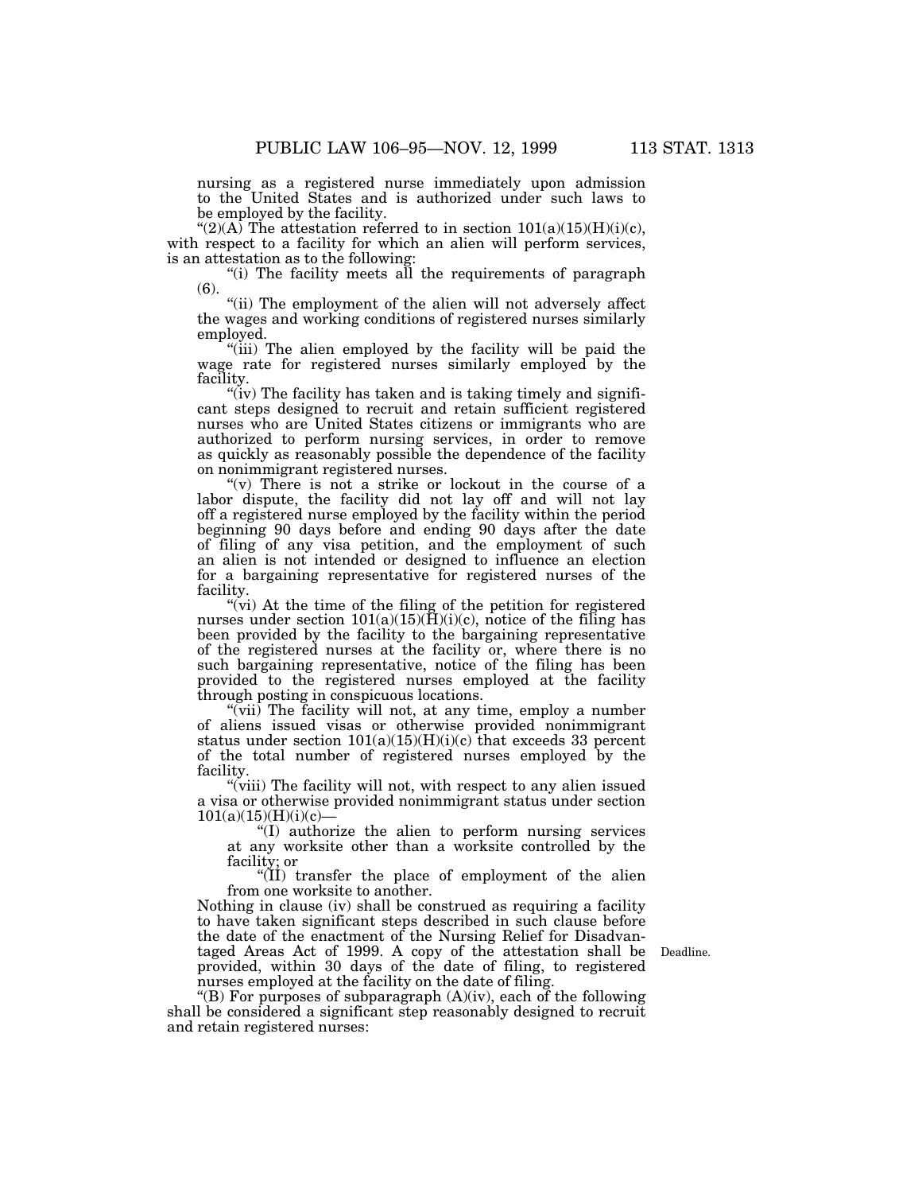nursing as a registered nurse immediately upon admission to the United States and is authorized under such laws to be employed by the facility.

"(2)(A) The attestation referred to in section 101(a)(15)(H)(i)(c), with respect to a facility for which an alien will perform services, is an attestation as to the following:

"(i) The facility meets all the requirements of paragraph (6).

"(ii) The employment of the alien will not adversely affect the wages and working conditions of registered nurses similarly employed.

"(iii) The alien employed by the facility will be paid the wage rate for registered nurses similarly employed by the facility.

"(iv) The facility has taken and is taking timely and significant steps designed to recruit and retain sufficient registered nurses who are United States citizens or immigrants who are authorized to perform nursing services, in order to remove as quickly as reasonably possible the dependence of the facility on nonimmigrant registered nurses.

"(v) There is not a strike or lockout in the course of a labor dispute, the facility did not lay off and will not lay off a registered nurse employed by the facility within the period beginning 90 days before and ending 90 days after the date of filing of any visa petition, and the employment of such an alien is not intended or designed to influence an election for a bargaining representative for registered nurses of the facility.

"(vi) At the time of the filing of the petition for registered nurses under section 101(a)(15)(H)(i)(c), notice of the filing has been provided by the facility to the bargaining representative of the registered nurses at the facility or, where there is no such bargaining representative, notice of the filing has been provided to the registered nurses employed at the facility through posting in conspicuous locations.

"(vii) The facility will not, at any time, employ a number of aliens issued visas or otherwise provided nonimmigrant status under section 101(a)(15)(H)(i)(c) that exceeds 33 percent of the total number of registered nurses employed by the facility.

"(viii) The facility will not, with respect to any alien issued a visa or otherwise provided nonimmigrant status under section 101(a)(15)(H)(i)(c)—

"(I) authorize the alien to perform nursing services at any worksite other than a worksite controlled by the facility; or

"(II) transfer the place of employment of the alien from one worksite to another.

Nothing in clause (iv) shall be construed as requiring a facility to have taken significant steps described in such clause before the date of the enactment of the Nursing Relief for Disadvantaged Areas Act of 1999. A copy of the attestation shall be provided, within 30 days of the date of filing, to registered nurses employed at the facility on the date of filing.

Deadline.

"(B) For purposes of subparagraph (A)(iv), each of the following shall be considered a significant step reasonably designed to recruit and retain registered nurses: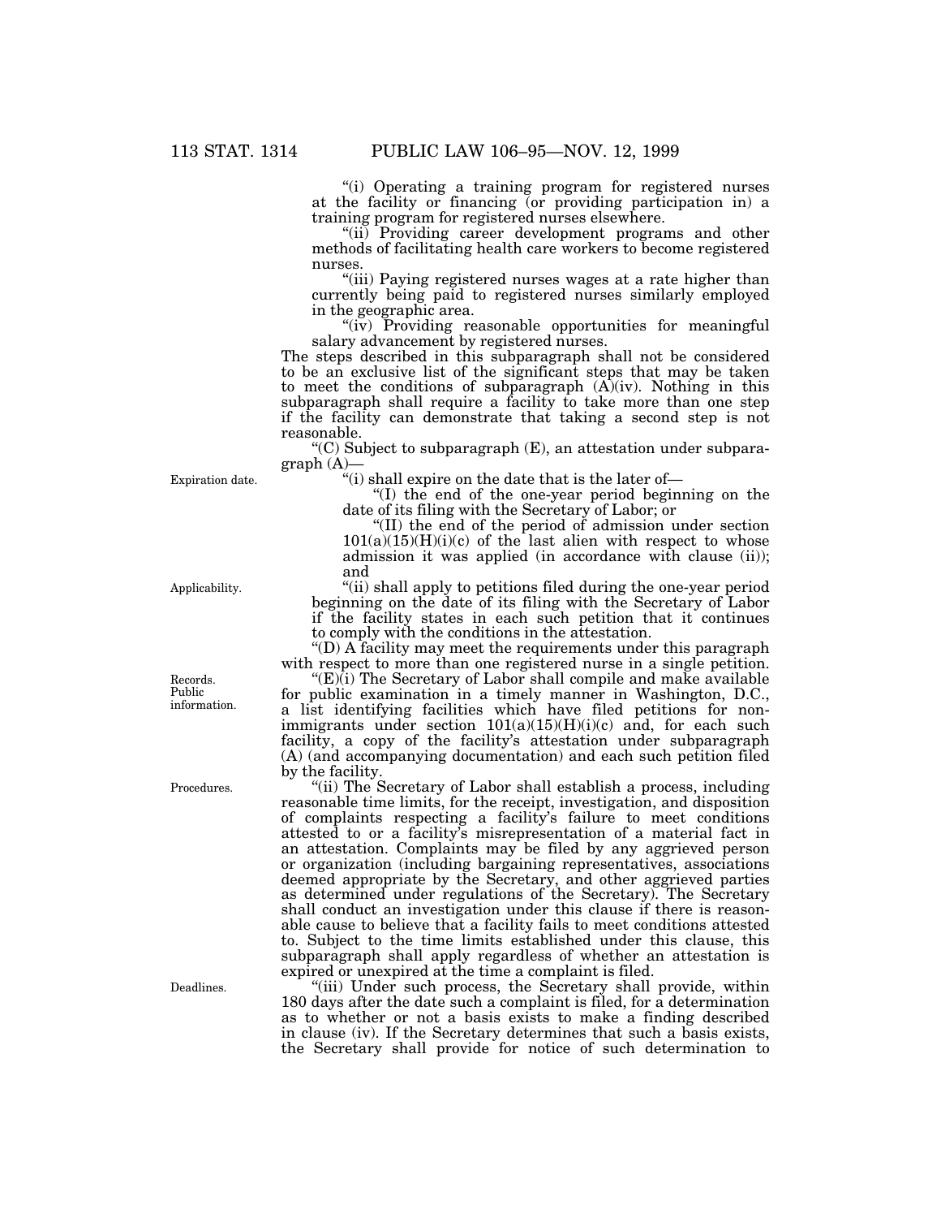"(i) Operating a training program for registered nurses at the facility or financing (or providing participation in) a training program for registered nurses elsewhere.

"(ii) Providing career development programs and other methods of facilitating health care workers to become registered nurses.

"(iii) Paying registered nurses wages at a rate higher than currently being paid to registered nurses similarly employed in the geographic area.

"(iv) Providing reasonable opportunities for meaningful salary advancement by registered nurses.

The steps described in this subparagraph shall not be considered to be an exclusive list of the significant steps that may be taken to meet the conditions of subparagraph (A)(iv). Nothing in this subparagraph shall require a facility to take more than one step if the facility can demonstrate that taking a second step is not reasonable.

"(C) Subject to subparagraph (E), an attestation under subparagraph (A)—

Expiration date.

"(i) shall expire on the date that is the later of—

"(I) the end of the one-year period beginning on the date of its filing with the Secretary of Labor; or

"(II) the end of the period of admission under section 101(a)(15)(H)(i)(c) of the last alien with respect to whose admission it was applied (in accordance with clause (ii)); and

Applicability.

"(ii) shall apply to petitions filed during the one-year period beginning on the date of its filing with the Secretary of Labor if the facility states in each such petition that it continues to comply with the conditions in the attestation.

"(D) A facility may meet the requirements under this paragraph with respect to more than one registered nurse in a single petition.

Records. Public information.

"(E)(i) The Secretary of Labor shall compile and make available for public examination in a timely manner in Washington, D.C., a list identifying facilities which have filed petitions for nonimmigrants under section 101(a)(15)(H)(i)(c) and, for each such facility, a copy of the facility's attestation under subparagraph (A) (and accompanying documentation) and each such petition filed by the facility.

Procedures.

"(ii) The Secretary of Labor shall establish a process, including reasonable time limits, for the receipt, investigation, and disposition of complaints respecting a facility's failure to meet conditions attested to or a facility's misrepresentation of a material fact in an attestation. Complaints may be filed by any aggrieved person or organization (including bargaining representatives, associations deemed appropriate by the Secretary, and other aggrieved parties as determined under regulations of the Secretary). The Secretary shall conduct an investigation under this clause if there is reasonable cause to believe that a facility fails to meet conditions attested to. Subject to the time limits established under this clause, this subparagraph shall apply regardless of whether an attestation is expired or unexpired at the time a complaint is filed.

Deadlines.

"(iii) Under such process, the Secretary shall provide, within 180 days after the date such a complaint is filed, for a determination as to whether or not a basis exists to make a finding described in clause (iv). If the Secretary determines that such a basis exists, the Secretary shall provide for notice of such determination to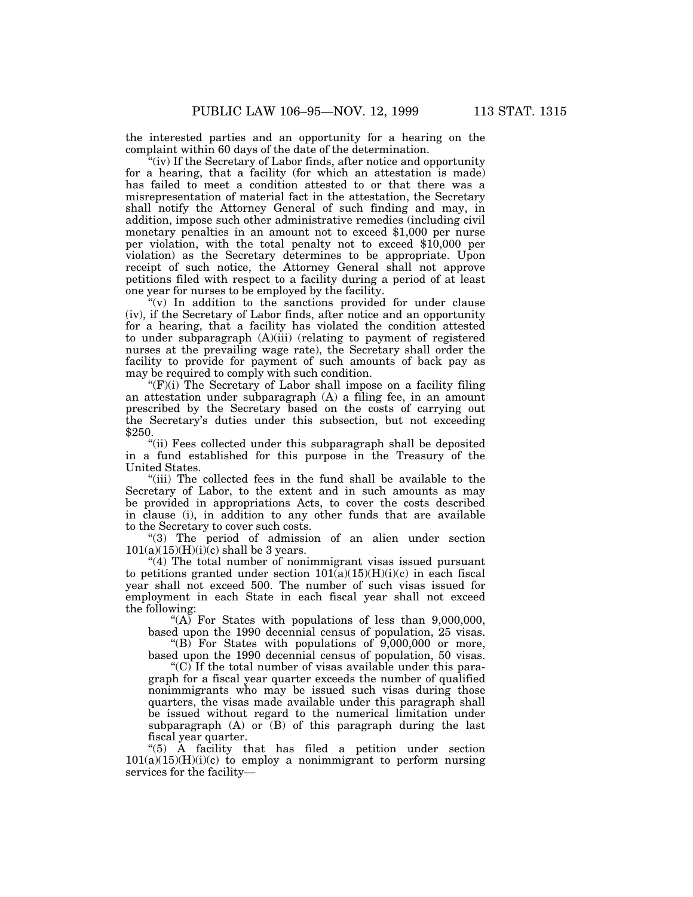the interested parties and an opportunity for a hearing on the complaint within 60 days of the date of the determination.

"(iv) If the Secretary of Labor finds, after notice and opportunity for a hearing, that a facility (for which an attestation is made) has failed to meet a condition attested to or that there was a misrepresentation of material fact in the attestation, the Secretary shall notify the Attorney General of such finding and may, in addition, impose such other administrative remedies (including civil monetary penalties in an amount not to exceed $1,000 per nurse per violation, with the total penalty not to exceed $10,000 per violation) as the Secretary determines to be appropriate. Upon receipt of such notice, the Attorney General shall not approve petitions filed with respect to a facility during a period of at least one year for nurses to be employed by the facility.

"(v) In addition to the sanctions provided for under clause (iv), if the Secretary of Labor finds, after notice and an opportunity for a hearing, that a facility has violated the condition attested to under subparagraph (A)(iii) (relating to payment of registered nurses at the prevailing wage rate), the Secretary shall order the facility to provide for payment of such amounts of back pay as may be required to comply with such condition.

"(F)(i) The Secretary of Labor shall impose on a facility filing an attestation under subparagraph (A) a filing fee, in an amount prescribed by the Secretary based on the costs of carrying out the Secretary's duties under this subsection, but not exceeding $250.

"(ii) Fees collected under this subparagraph shall be deposited in a fund established for this purpose in the Treasury of the United States.

"(iii) The collected fees in the fund shall be available to the Secretary of Labor, to the extent and in such amounts as may be provided in appropriations Acts, to cover the costs described in clause (i), in addition to any other funds that are available to the Secretary to cover such costs.

"(3) The period of admission of an alien under section 101(a)(15)(H)(i)(c) shall be 3 years.

"(4) The total number of nonimmigrant visas issued pursuant to petitions granted under section 101(a)(15)(H)(i)(c) in each fiscal year shall not exceed 500. The number of such visas issued for employment in each State in each fiscal year shall not exceed the following:

"(A) For States with populations of less than 9,000,000, based upon the 1990 decennial census of population, 25 visas.

"(B) For States with populations of 9,000,000 or more, based upon the 1990 decennial census of population, 50 visas.

"(C) If the total number of visas available under this paragraph for a fiscal year quarter exceeds the number of qualified nonimmigrants who may be issued such visas during those quarters, the visas made available under this paragraph shall be issued without regard to the numerical limitation under subparagraph (A) or (B) of this paragraph during the last fiscal year quarter.

"(5) A facility that has filed a petition under section 101(a)(15)(H)(i)(c) to employ a nonimmigrant to perform nursing services for the facility—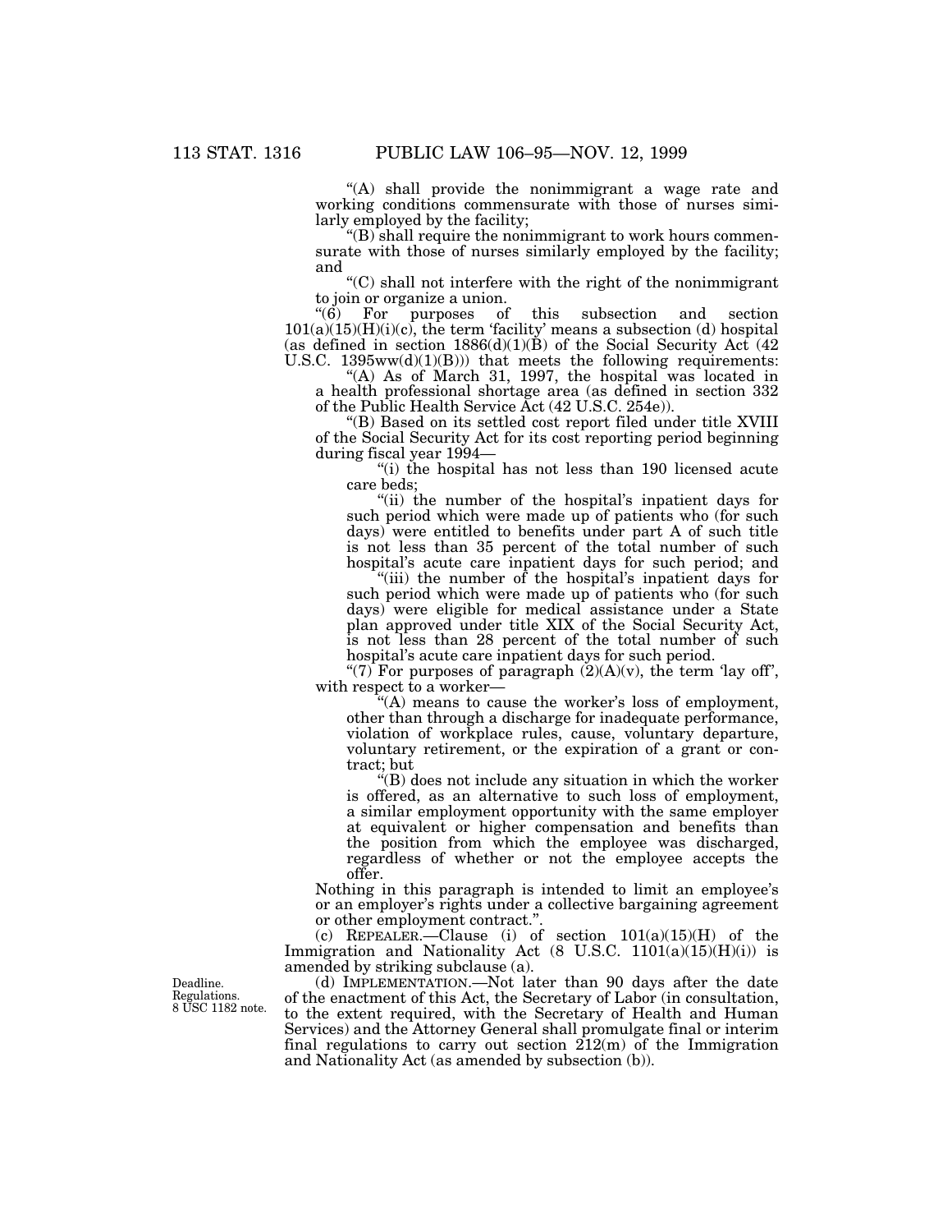"(A) shall provide the nonimmigrant a wage rate and working conditions commensurate with those of nurses similarly employed by the facility;

"(B) shall require the nonimmigrant to work hours commensurate with those of nurses similarly employed by the facility; and

"(C) shall not interfere with the right of the nonimmigrant to join or organize a union.

"(6) For purposes of this subsection and section 101(a)(15)(H)(i)(c), the term 'facility' means a subsection (d) hospital (as defined in section 1886(d)(1)(B) of the Social Security Act (42 U.S.C. 1395ww(d)(1)(B))) that meets the following requirements:

"(A) As of March 31, 1997, the hospital was located in a health professional shortage area (as defined in section 332 of the Public Health Service Act (42 U.S.C. 254e)).

"(B) Based on its settled cost report filed under title XVIII of the Social Security Act for its cost reporting period beginning during fiscal year 1994—

"(i) the hospital has not less than 190 licensed acute care beds;

"(ii) the number of the hospital's inpatient days for such period which were made up of patients who (for such days) were entitled to benefits under part A of such title is not less than 35 percent of the total number of such hospital's acute care inpatient days for such period; and

"(iii) the number of the hospital's inpatient days for such period which were made up of patients who (for such days) were eligible for medical assistance under a State plan approved under title XIX of the Social Security Act, is not less than 28 percent of the total number of such hospital's acute care inpatient days for such period.

"(7) For purposes of paragraph (2)(A)(v), the term 'lay off', with respect to a worker—

"(A) means to cause the worker's loss of employment, other than through a discharge for inadequate performance, violation of workplace rules, cause, voluntary departure, voluntary retirement, or the expiration of a grant or contract; but

"(B) does not include any situation in which the worker is offered, as an alternative to such loss of employment, a similar employment opportunity with the same employer at equivalent or higher compensation and benefits than the position from which the employee was discharged, regardless of whether or not the employee accepts the offer.

Nothing in this paragraph is intended to limit an employee's or an employer's rights under a collective bargaining agreement or other employment contract.".

(c) REPEALER.—Clause (i) of section 101(a)(15)(H) of the Immigration and Nationality Act (8 U.S.C. 1101(a)(15)(H)(i)) is amended by striking subclause (a).

Deadline. Regulations. 8 USC 1182 note.

(d) IMPLEMENTATION.—Not later than 90 days after the date of the enactment of this Act, the Secretary of Labor (in consultation, to the extent required, with the Secretary of Health and Human Services) and the Attorney General shall promulgate final or interim final regulations to carry out section 212(m) of the Immigration and Nationality Act (as amended by subsection (b)).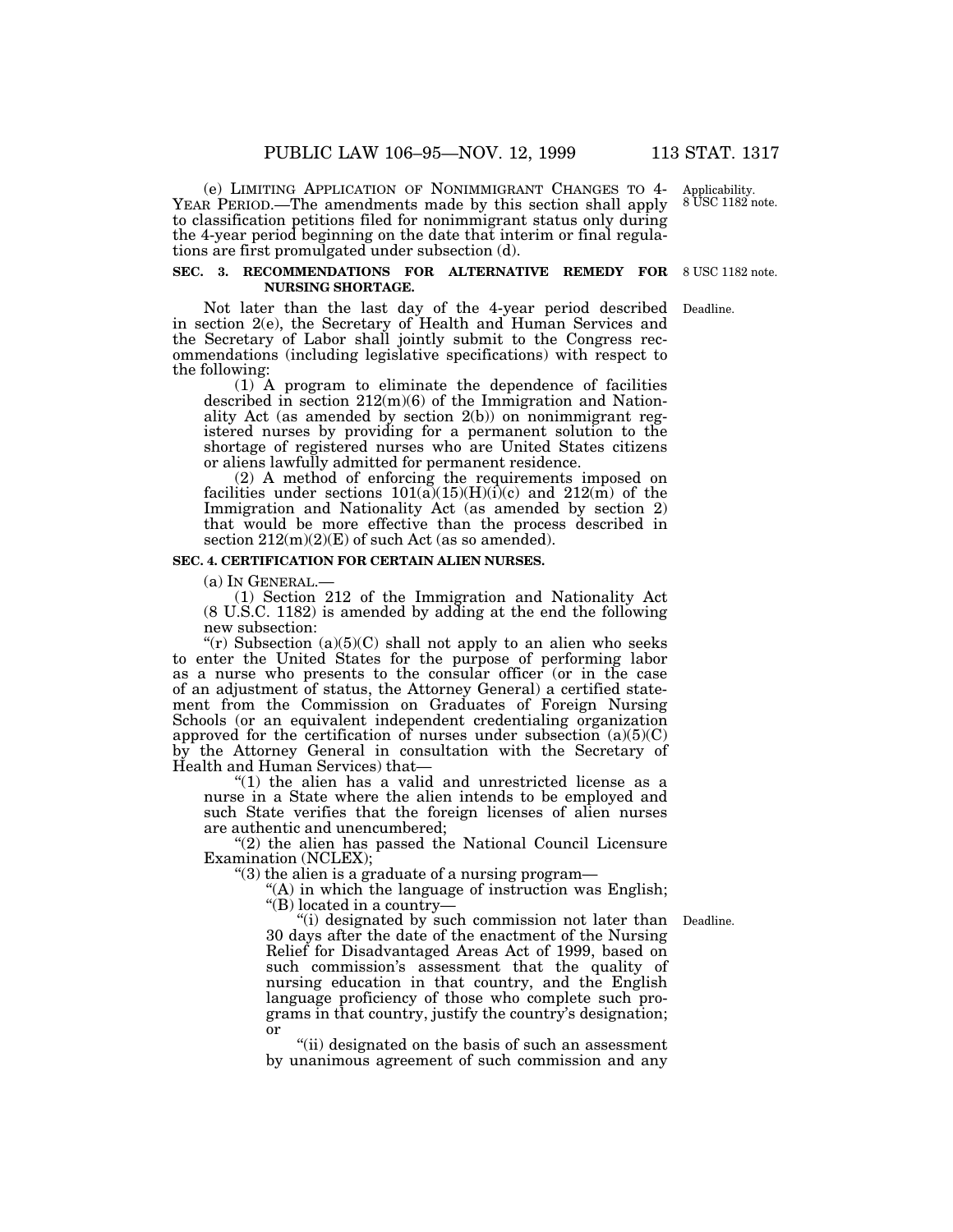(e) LIMITING APPLICATION OF NONIMMIGRANT CHANGES TO 4-YEAR PERIOD.—The amendments made by this section shall apply to classification petitions filed for nonimmigrant status only during the 4-year period beginning on the date that interim or final regulations are first promulgated under subsection (d).

Applicability. 8 USC 1182 note.

**SEC. 3. RECOMMENDATIONS FOR ALTERNATIVE REMEDY FOR NURSING SHORTAGE.**

8 USC 1182 note.

Deadline.

Not later than the last day of the 4-year period described in section 2(e), the Secretary of Health and Human Services and the Secretary of Labor shall jointly submit to the Congress recommendations (including legislative specifications) with respect to the following:

(1) A program to eliminate the dependence of facilities described in section 212(m)(6) of the Immigration and Nationality Act (as amended by section 2(b)) on nonimmigrant registered nurses by providing for a permanent solution to the shortage of registered nurses who are United States citizens or aliens lawfully admitted for permanent residence.

(2) A method of enforcing the requirements imposed on facilities under sections 101(a)(15)(H)(i)(c) and 212(m) of the Immigration and Nationality Act (as amended by section 2) that would be more effective than the process described in section 212(m)(2)(E) of such Act (as so amended).

**SEC. 4. CERTIFICATION FOR CERTAIN ALIEN NURSES.**

(a) IN GENERAL.—

(1) Section 212 of the Immigration and Nationality Act (8 U.S.C. 1182) is amended by adding at the end the following new subsection:

"(r) Subsection (a)(5)(C) shall not apply to an alien who seeks to enter the United States for the purpose of performing labor as a nurse who presents to the consular officer (or in the case of an adjustment of status, the Attorney General) a certified statement from the Commission on Graduates of Foreign Nursing Schools (or an equivalent independent credentialing organization approved for the certification of nurses under subsection (a)(5)(C) by the Attorney General in consultation with the Secretary of Health and Human Services) that—

"(1) the alien has a valid and unrestricted license as a nurse in a State where the alien intends to be employed and such State verifies that the foreign licenses of alien nurses are authentic and unencumbered;

"(2) the alien has passed the National Council Licensure Examination (NCLEX);

"(3) the alien is a graduate of a nursing program—

"(A) in which the language of instruction was English;

"(B) located in a country—

Deadline.

"(i) designated by such commission not later than 30 days after the date of the enactment of the Nursing Relief for Disadvantaged Areas Act of 1999, based on such commission's assessment that the quality of nursing education in that country, and the English language proficiency of those who complete such programs in that country, justify the country's designation; or

"(ii) designated on the basis of such an assessment by unanimous agreement of such commission and any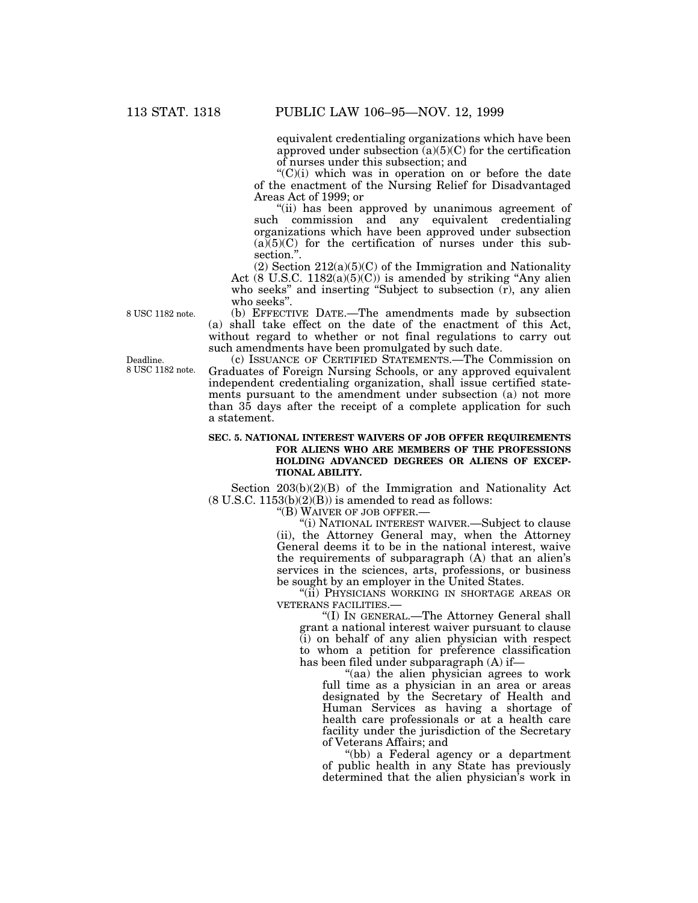equivalent credentialing organizations which have been approved under subsection (a)(5)(C) for the certification of nurses under this subsection; and

"(C)(i) which was in operation on or before the date of the enactment of the Nursing Relief for Disadvantaged Areas Act of 1999; or

"(ii) has been approved by unanimous agreement of such commission and any equivalent credentialing organizations which have been approved under subsection (a)(5)(C) for the certification of nurses under this subsection.".

(2) Section 212(a)(5)(C) of the Immigration and Nationality Act (8 U.S.C. 1182(a)(5)(C)) is amended by striking "Any alien who seeks" and inserting "Subject to subsection (r), any alien who seeks".

8 USC 1182 note.

(b) EFFECTIVE DATE.—The amendments made by subsection (a) shall take effect on the date of the enactment of this Act, without regard to whether or not final regulations to carry out such amendments have been promulgated by such date.

Deadline. 8 USC 1182 note.

(c) ISSUANCE OF CERTIFIED STATEMENTS.—The Commission on Graduates of Foreign Nursing Schools, or any approved equivalent independent credentialing organization, shall issue certified statements pursuant to the amendment under subsection (a) not more than 35 days after the receipt of a complete application for such a statement.

**SEC. 5. NATIONAL INTEREST WAIVERS OF JOB OFFER REQUIREMENTS FOR ALIENS WHO ARE MEMBERS OF THE PROFESSIONS HOLDING ADVANCED DEGREES OR ALIENS OF EXCEPTIONAL ABILITY.**

Section 203(b)(2)(B) of the Immigration and Nationality Act (8 U.S.C. 1153(b)(2)(B)) is amended to read as follows:

"(B) WAIVER OF JOB OFFER.—

"(i) NATIONAL INTEREST WAIVER.—Subject to clause (ii), the Attorney General may, when the Attorney General deems it to be in the national interest, waive the requirements of subparagraph (A) that an alien's services in the sciences, arts, professions, or business be sought by an employer in the United States.

"(ii) PHYSICIANS WORKING IN SHORTAGE AREAS OR VETERANS FACILITIES.—

"(I) IN GENERAL.—The Attorney General shall grant a national interest waiver pursuant to clause (i) on behalf of any alien physician with respect to whom a petition for preference classification has been filed under subparagraph (A) if—

"(aa) the alien physician agrees to work full time as a physician in an area or areas designated by the Secretary of Health and Human Services as having a shortage of health care professionals or at a health care facility under the jurisdiction of the Secretary of Veterans Affairs; and

"(bb) a Federal agency or a department of public health in any State has previously determined that the alien physician's work in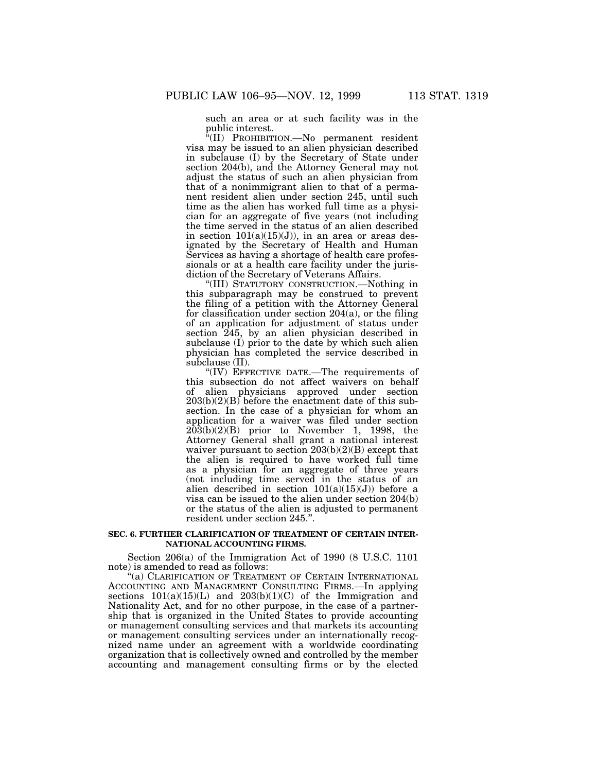such an area or at such facility was in the public interest.

"(II) PROHIBITION.—No permanent resident visa may be issued to an alien physician described in subclause (I) by the Secretary of State under section 204(b), and the Attorney General may not adjust the status of such an alien physician from that of a nonimmigrant alien to that of a permanent resident alien under section 245, until such time as the alien has worked full time as a physician for an aggregate of five years (not including the time served in the status of an alien described in section 101(a)(15)(J)), in an area or areas designated by the Secretary of Health and Human Services as having a shortage of health care professionals or at a health care facility under the jurisdiction of the Secretary of Veterans Affairs.

"(III) STATUTORY CONSTRUCTION.—Nothing in this subparagraph may be construed to prevent the filing of a petition with the Attorney General for classification under section 204(a), or the filing of an application for adjustment of status under section 245, by an alien physician described in subclause (I) prior to the date by which such alien physician has completed the service described in subclause (II).

"(IV) EFFECTIVE DATE.—The requirements of this subsection do not affect waivers on behalf of alien physicians approved under section 203(b)(2)(B) before the enactment date of this subsection. In the case of a physician for whom an application for a waiver was filed under section 203(b)(2)(B) prior to November 1, 1998, the Attorney General shall grant a national interest waiver pursuant to section 203(b)(2)(B) except that the alien is required to have worked full time as a physician for an aggregate of three years (not including time served in the status of an alien described in section 101(a)(15)(J)) before a visa can be issued to the alien under section 204(b) or the status of the alien is adjusted to permanent resident under section 245.".

**SEC. 6. FURTHER CLARIFICATION OF TREATMENT OF CERTAIN INTERNATIONAL ACCOUNTING FIRMS.**

Section 206(a) of the Immigration Act of 1990 (8 U.S.C. 1101 note) is amended to read as follows:

"(a) CLARIFICATION OF TREATMENT OF CERTAIN INTERNATIONAL ACCOUNTING AND MANAGEMENT CONSULTING FIRMS.—In applying sections 101(a)(15)(L) and 203(b)(1)(C) of the Immigration and Nationality Act, and for no other purpose, in the case of a partnership that is organized in the United States to provide accounting or management consulting services and that markets its accounting or management consulting services under an internationally recognized name under an agreement with a worldwide coordinating organization that is collectively owned and controlled by the member accounting and management consulting firms or by the elected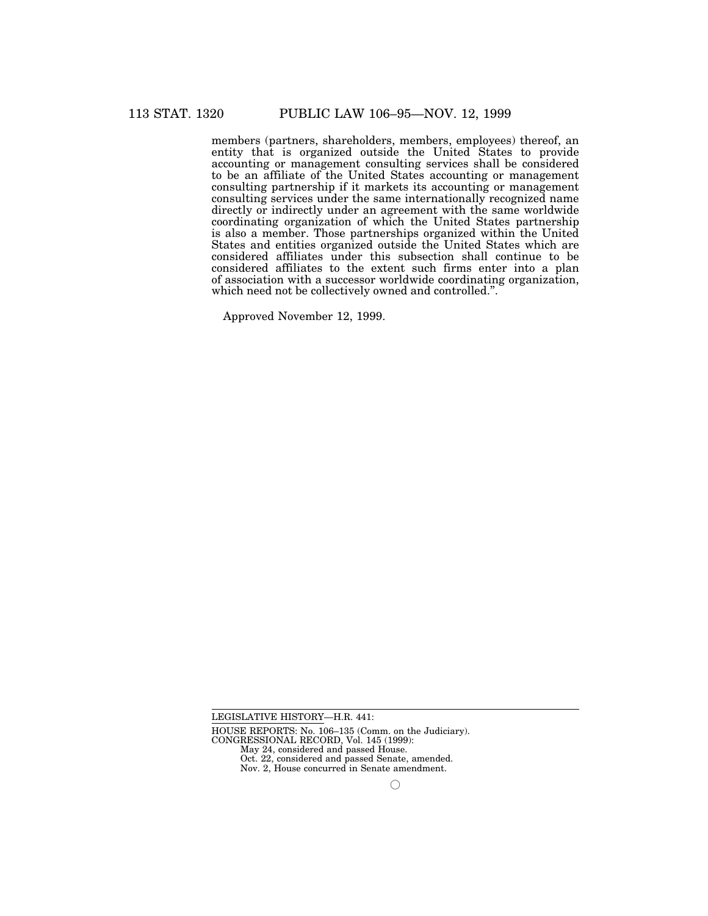members (partners, shareholders, members, employees) thereof, an entity that is organized outside the United States to provide accounting or management consulting services shall be considered to be an affiliate of the United States accounting or management consulting partnership if it markets its accounting or management consulting services under the same internationally recognized name directly or indirectly under an agreement with the same worldwide coordinating organization of which the United States partnership is also a member. Those partnerships organized within the United States and entities organized outside the United States which are considered affiliates under this subsection shall continue to be considered affiliates to the extent such firms enter into a plan of association with a successor worldwide coordinating organization, which need not be collectively owned and controlled.".

Approved November 12, 1999.

---

LEGISLATIVE HISTORY—H.R. 441:

HOUSE REPORTS: No. 106–135 (Comm. on the Judiciary).
CONGRESSIONAL RECORD, Vol. 145 (1999):
May 24, considered and passed House.
Oct. 22, considered and passed Senate, amended.
Nov. 2, House concurred in Senate amendment.